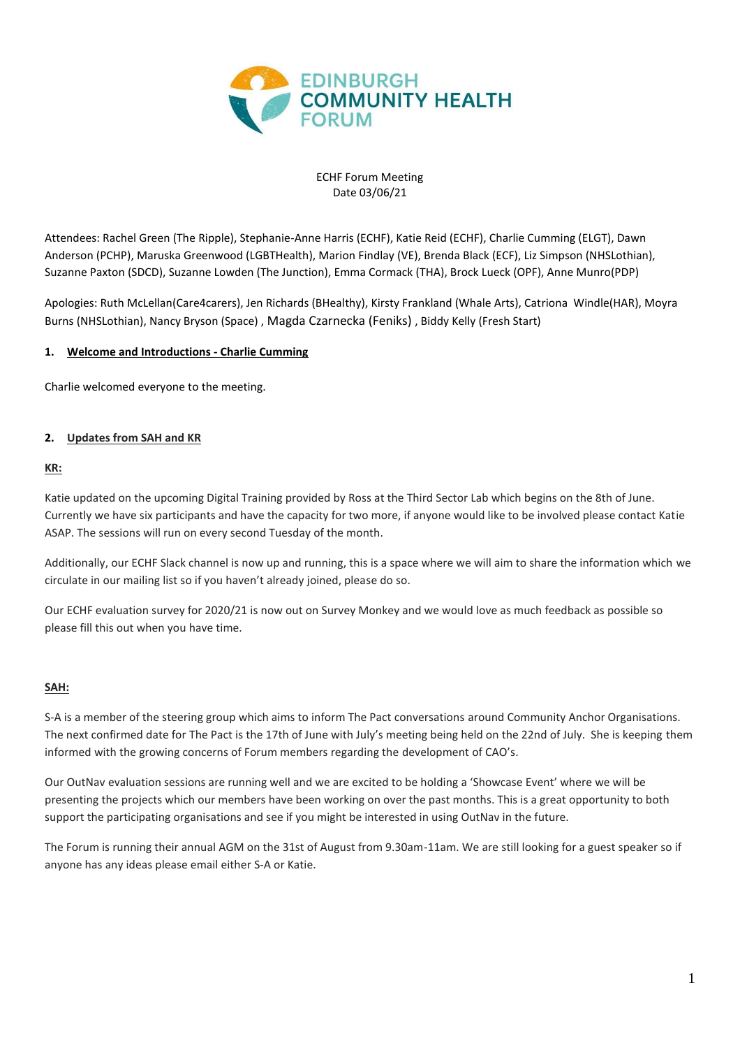# EDINBURGH COMMUNITY HEALTH FORUM

ECHF Forum Meeting
Date 03/06/21

Attendees: Rachel Green (The Ripple), Stephanie-Anne Harris (ECHF), Katie Reid (ECHF), Charlie Cumming (ELGT), Dawn Anderson (PCHP), Maruska Greenwood (LGBTHealth), Marion Findlay (VE), Brenda Black (ECF), Liz Simpson (NHSLothian), Suzanne Paxton (SDCD), Suzanne Lowden (The Junction), Emma Cormack (THA), Brock Lueck (OPF), Anne Munro(PDP)

Apologies: Ruth McLellan(Care4carers), Jen Richards (BHealthy), Kirsty Frankland (Whale Arts), Catriona Windle(HAR), Moyra Burns (NHSLothian), Nancy Bryson (Space) , Magda Czarnecka (Feniks) , Biddy Kelly (Fresh Start)

## 1. Welcome and Introductions - Charlie Cumming

Charlie welcomed everyone to the meeting.

## 2. Updates from SAH and KR

### KR:

Katie updated on the upcoming Digital Training provided by Ross at the Third Sector Lab which begins on the 8th of June. Currently we have six participants and have the capacity for two more, if anyone would like to be involved please contact Katie ASAP. The sessions will run on every second Tuesday of the month.

Additionally, our ECHF Slack channel is now up and running, this is a space where we will aim to share the information which we circulate in our mailing list so if you haven't already joined, please do so.

Our ECHF evaluation survey for 2020/21 is now out on Survey Monkey and we would love as much feedback as possible so please fill this out when you have time.

### SAH:

S-A is a member of the steering group which aims to inform The Pact conversations around Community Anchor Organisations. The next confirmed date for The Pact is the 17th of June with July's meeting being held on the 22nd of July. She is keeping them informed with the growing concerns of Forum members regarding the development of CAO's.

Our OutNav evaluation sessions are running well and we are excited to be holding a 'Showcase Event' where we will be presenting the projects which our members have been working on over the past months. This is a great opportunity to both support the participating organisations and see if you might be interested in using OutNav in the future.

The Forum is running their annual AGM on the 31st of August from 9.30am-11am. We are still looking for a guest speaker so if anyone has any ideas please email either S-A or Katie.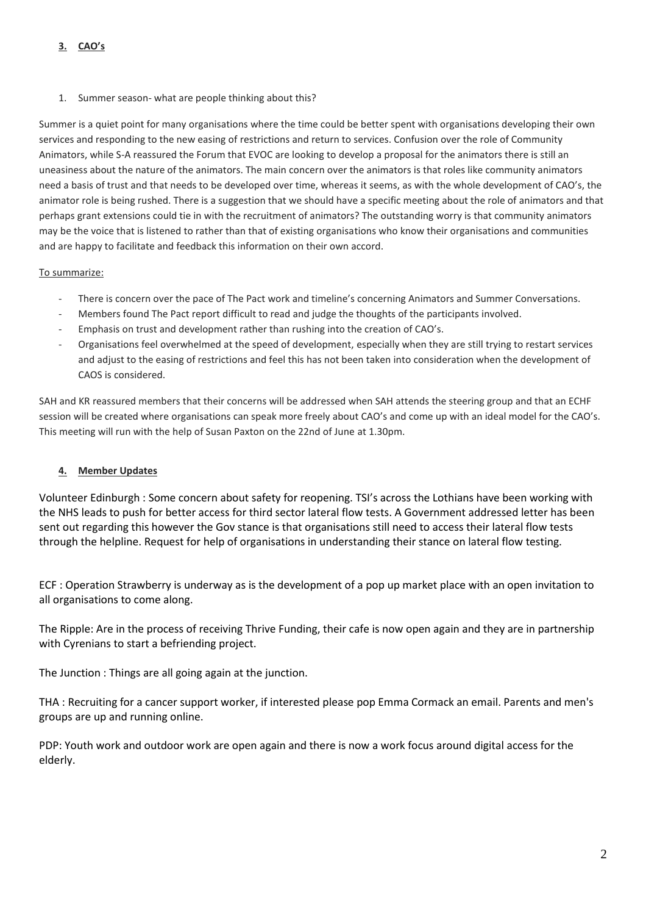## 3. CAO's

1. Summer season- what are people thinking about this?

Summer is a quiet point for many organisations where the time could be better spent with organisations developing their own services and responding to the new easing of restrictions and return to services. Confusion over the role of Community Animators, while S-A reassured the Forum that EVOC are looking to develop a proposal for the animators there is still an uneasiness about the nature of the animators. The main concern over the animators is that roles like community animators need a basis of trust and that needs to be developed over time, whereas it seems, as with the whole development of CAO's, the animator role is being rushed. There is a suggestion that we should have a specific meeting about the role of animators and that perhaps grant extensions could tie in with the recruitment of animators? The outstanding worry is that community animators may be the voice that is listened to rather than that of existing organisations who know their organisations and communities and are happy to facilitate and feedback this information on their own accord.

To summarize:

- There is concern over the pace of The Pact work and timeline's concerning Animators and Summer Conversations.
- Members found The Pact report difficult to read and judge the thoughts of the participants involved.
- Emphasis on trust and development rather than rushing into the creation of CAO's.
- Organisations feel overwhelmed at the speed of development, especially when they are still trying to restart services and adjust to the easing of restrictions and feel this has not been taken into consideration when the development of CAOS is considered.

SAH and KR reassured members that their concerns will be addressed when SAH attends the steering group and that an ECHF session will be created where organisations can speak more freely about CAO's and come up with an ideal model for the CAO's. This meeting will run with the help of Susan Paxton on the 22nd of June at 1.30pm.

## 4. Member Updates

Volunteer Edinburgh : Some concern about safety for reopening. TSI's across the Lothians have been working with the NHS leads to push for better access for third sector lateral flow tests. A Government addressed letter has been sent out regarding this however the Gov stance is that organisations still need to access their lateral flow tests through the helpline. Request for help of organisations in understanding their stance on lateral flow testing.

ECF : Operation Strawberry is underway as is the development of a pop up market place with an open invitation to all organisations to come along.

The Ripple: Are in the process of receiving Thrive Funding, their cafe is now open again and they are in partnership with Cyrenians to start a befriending project.

The Junction : Things are all going again at the junction.

THA : Recruiting for a cancer support worker, if interested please pop Emma Cormack an email. Parents and men's groups are up and running online.

PDP: Youth work and outdoor work are open again and there is now a work focus around digital access for the elderly.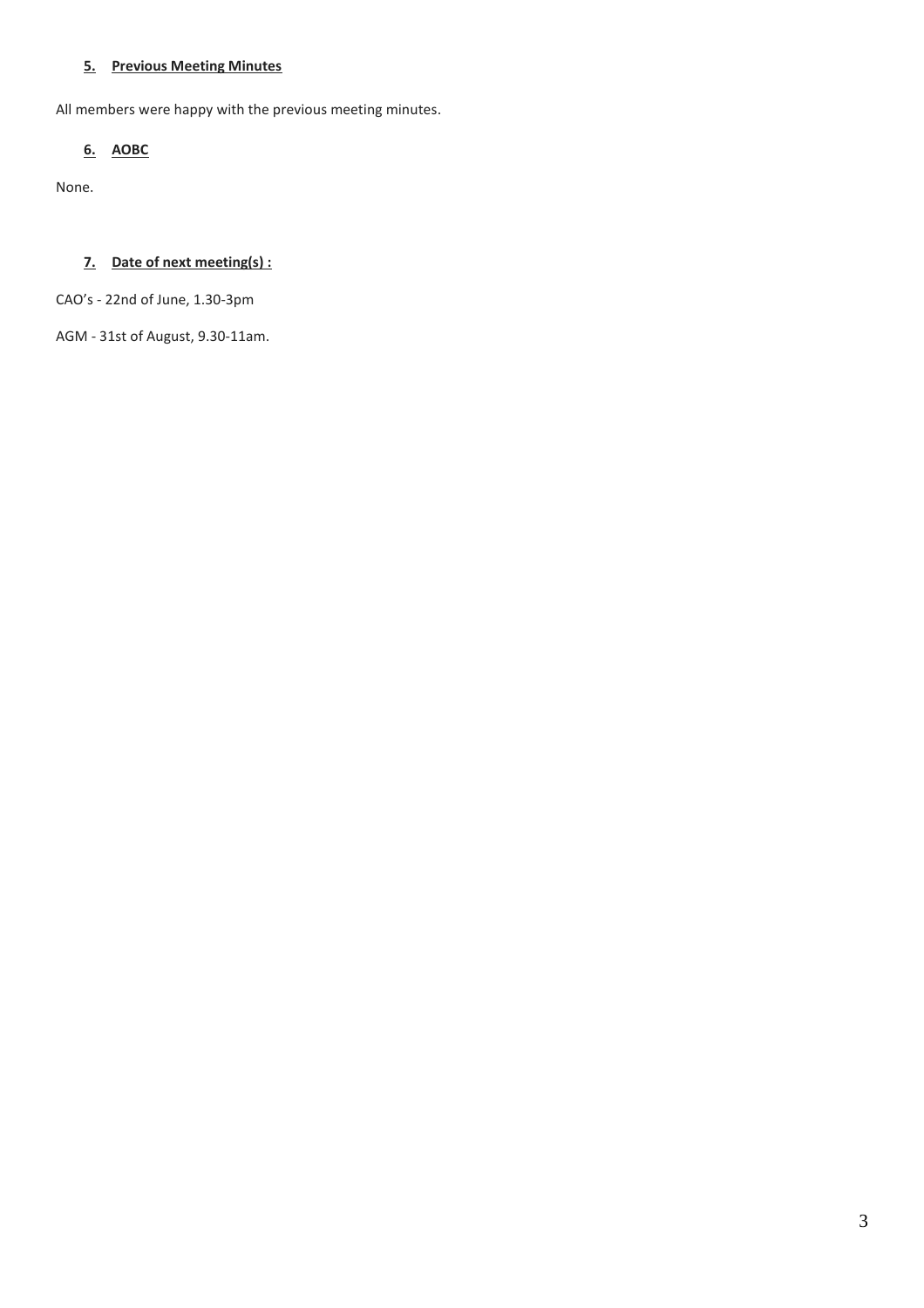## 5. Previous Meeting Minutes

All members were happy with the previous meeting minutes.

## 6. AOBC

None.

## 7. Date of next meeting(s) :

CAO's - 22nd of June, 1.30-3pm

AGM - 31st of August, 9.30-11am.